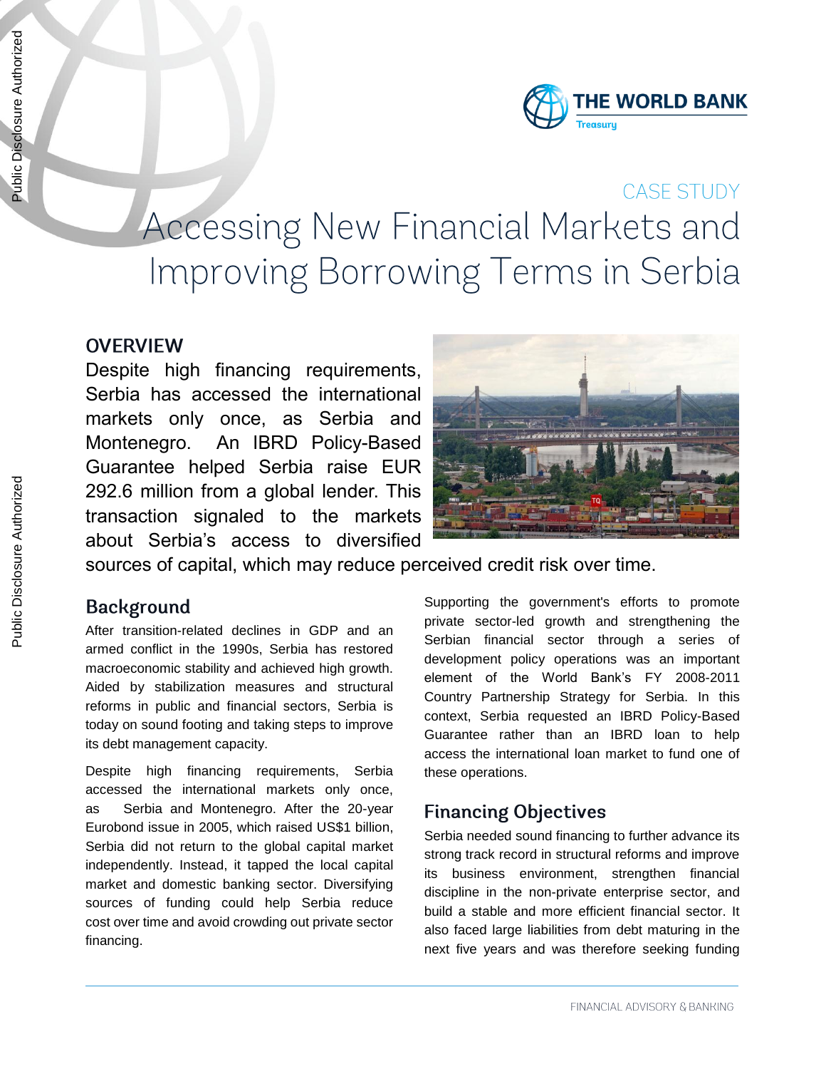CASE STUDY

# Accessing New Financial Markets and Improving Borrowing Terms in Serbia

## OVERVIEW

Despite high financing requirements, Serbia has accessed the international markets only once, as Serbia and Montenegro. An IBRD Policy-Based Guarantee helped Serbia raise EUR 292.6 million from a global lender. This transaction signaled to the markets about Serbia's access to diversified sources of capital, which may reduce perceived credit risk over time.

## Background

After transition-related declines in GDP and an armed conflict in the 1990s, Serbia has restored macroeconomic stability and achieved high growth. Aided by stabilization measures and structural reforms in public and financial sectors, Serbia is today on sound footing and taking steps to improve its debt management capacity.

Despite high financing requirements, Serbia accessed the international markets only once, as Serbia and Montenegro. After the 20-year Eurobond issue in 2005, which raised US$1 billion, Serbia did not return to the global capital market independently. Instead, it tapped the local capital market and domestic banking sector. Diversifying sources of funding could help Serbia reduce cost over time and avoid crowding out private sector financing.

Supporting the government's efforts to promote private sector-led growth and strengthening the Serbian financial sector through a series of development policy operations was an important element of the World Bank's FY 2008-2011 Country Partnership Strategy for Serbia. In this context, Serbia requested an IBRD Policy-Based Guarantee rather than an IBRD loan to help access the international loan market to fund one of these operations.

## Financing Objectives

Serbia needed sound financing to further advance its strong track record in structural reforms and improve its business environment, strengthen financial discipline in the non-private enterprise sector, and build a stable and more efficient financial sector. It also faced large liabilities from debt maturing in the next five years and was therefore seeking funding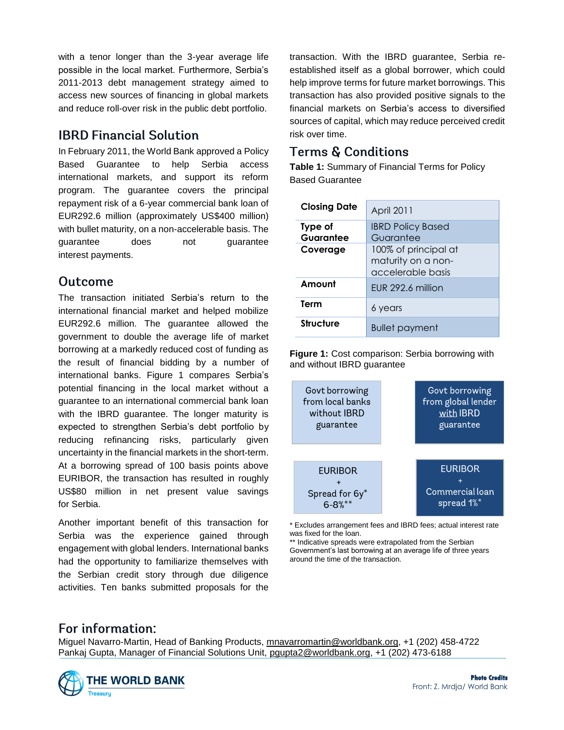with a tenor longer than the 3-year average life possible in the local market. Furthermore, Serbia's 2011-2013 debt management strategy aimed to access new sources of financing in global markets and reduce roll-over risk in the public debt portfolio.

## IBRD Financial Solution

In February 2011, the World Bank approved a Policy Based Guarantee to help Serbia access international markets, and support its reform program. The guarantee covers the principal repayment risk of a 6-year commercial bank loan of EUR292.6 million (approximately US$400 million) with bullet maturity, on a non-accelerable basis. The guarantee does not guarantee interest payments.

## Outcome

The transaction initiated Serbia's return to the international financial market and helped mobilize EUR292.6 million. The guarantee allowed the government to double the average life of market borrowing at a markedly reduced cost of funding as the result of financial bidding by a number of international banks. Figure 1 compares Serbia's potential financing in the local market without a guarantee to an international commercial bank loan with the IBRD guarantee. The longer maturity is expected to strengthen Serbia's debt portfolio by reducing refinancing risks, particularly given uncertainty in the financial markets in the short-term. At a borrowing spread of 100 basis points above EURIBOR, the transaction has resulted in roughly US$80 million in net present value savings for Serbia.

Another important benefit of this transaction for Serbia was the experience gained through engagement with global lenders. International banks had the opportunity to familiarize themselves with the Serbian credit story through due diligence activities. Ten banks submitted proposals for the transaction. With the IBRD guarantee, Serbia re-established itself as a global borrower, which could help improve terms for future market borrowings. This transaction has also provided positive signals to the financial markets on Serbia's access to diversified sources of capital, which may reduce perceived credit risk over time.

## Terms & Conditions

**Table 1:** Summary of Financial Terms for Policy Based Guarantee

| | |
|---|---|
| **Closing Date** | April 2011 |
| **Type of Guarantee** | IBRD Policy Based Guarantee |
| **Coverage** | 100% of principal at maturity on a non-accelerable basis |
| **Amount** | EUR 292.6 million |
| **Term** | 6 years |
| **Structure** | Bullet payment |

**Figure 1:** Cost comparison: Serbia borrowing with and without IBRD guarantee

Govt borrowing from local banks without IBRD guarantee

EURIBOR + Spread for 6y* 6-8%**

Govt borrowing from global lender with IBRD guarantee

EURIBOR + Commercial loan spread 1%*

\* Excludes arrangement fees and IBRD fees; actual interest rate was fixed for the loan.
** Indicative spreads were extrapolated from the Serbian Government's last borrowing at an average life of three years around the time of the transaction.

## For information:

Miguel Navarro-Martin, Head of Banking Products, mnavarromartin@worldbank.org, +1 (202) 458-4722
Pankaj Gupta, Manager of Financial Solutions Unit, pgupta2@worldbank.org, +1 (202) 473-6188

THE WORLD BANK Treasury

**Photo Credits**
Front: Z. Mrdja/ World Bank